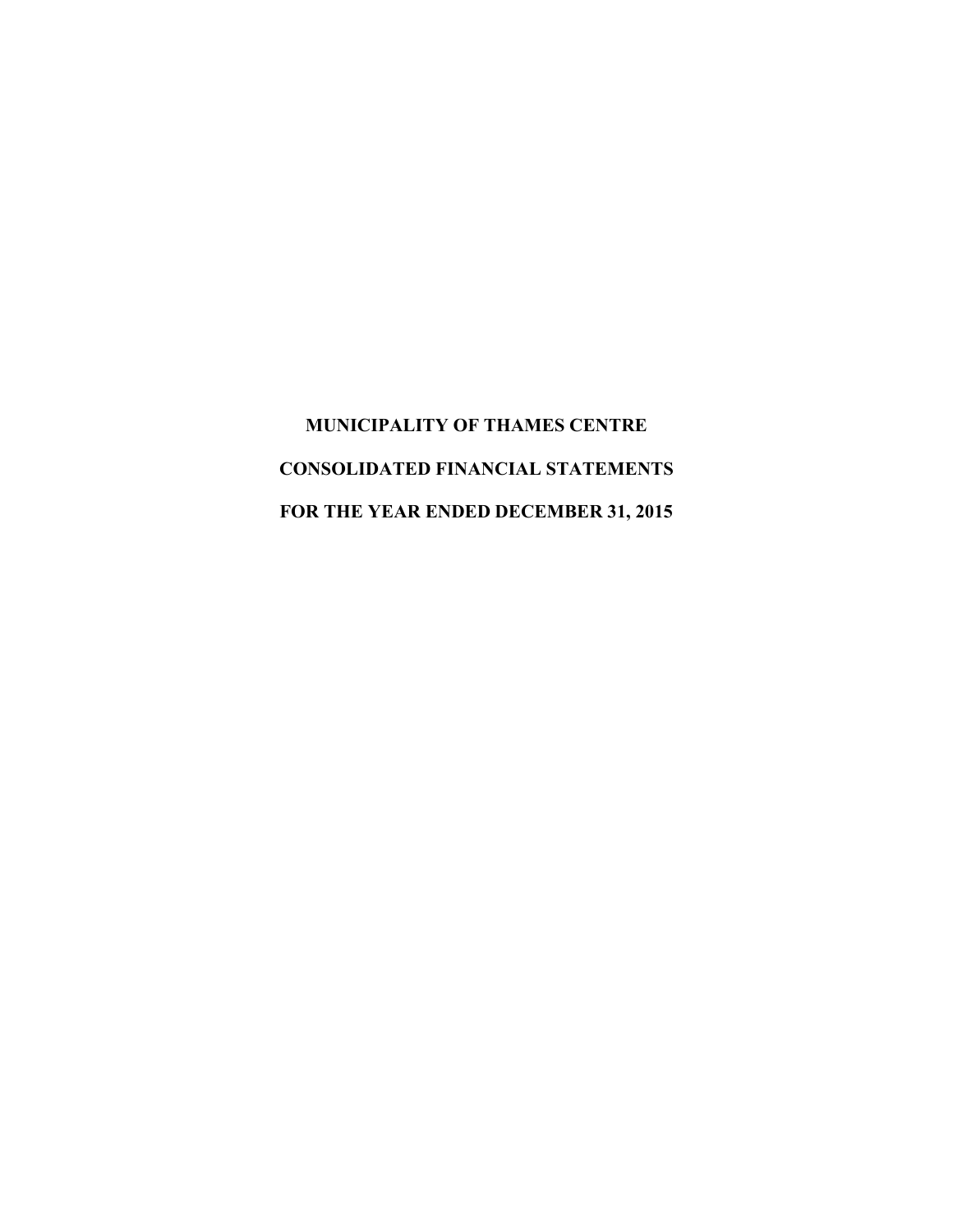# MUNICIPALITY OF THAMES CENTRE

## CONSOLIDATED FINANCIAL STATEMENTS

## FOR THE YEAR ENDED DECEMBER 31, 2015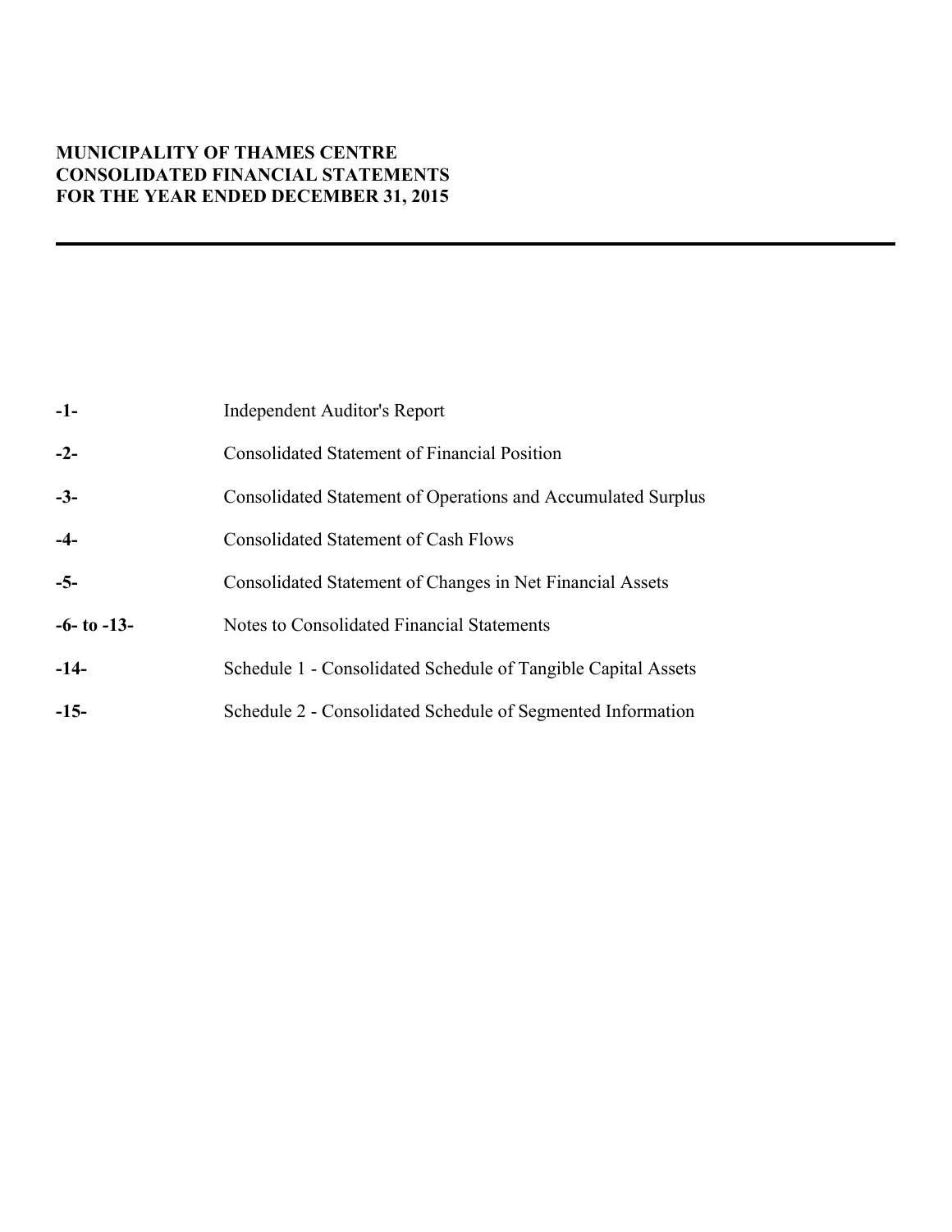**MUNICIPALITY OF THAMES CENTRE**
**CONSOLIDATED FINANCIAL STATEMENTS**
**FOR THE YEAR ENDED DECEMBER 31, 2015**

---

| | |
|---|---|
| **-1-** | Independent Auditor's Report |
| **-2-** | Consolidated Statement of Financial Position |
| **-3-** | Consolidated Statement of Operations and Accumulated Surplus |
| **-4-** | Consolidated Statement of Cash Flows |
| **-5-** | Consolidated Statement of Changes in Net Financial Assets |
| **-6- to -13-** | Notes to Consolidated Financial Statements |
| **-14-** | Schedule 1 - Consolidated Schedule of Tangible Capital Assets |
| **-15-** | Schedule 2 - Consolidated Schedule of Segmented Information |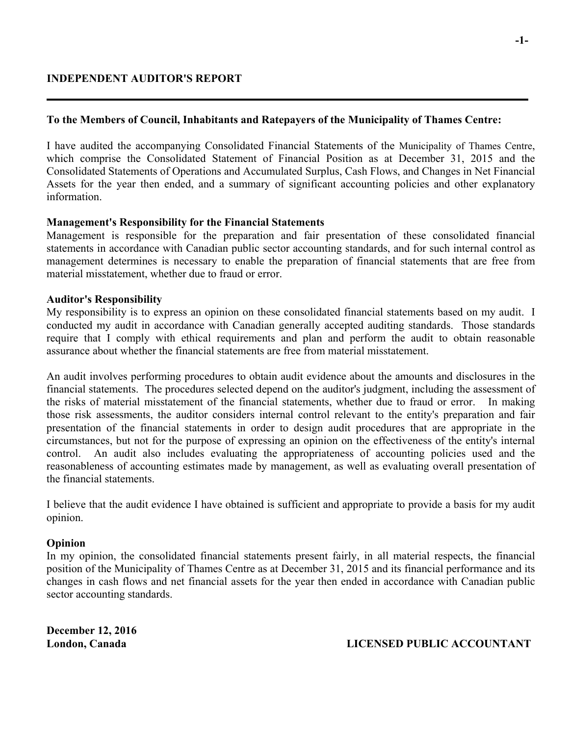# INDEPENDENT AUDITOR'S REPORT

**To the Members of Council, Inhabitants and Ratepayers of the Municipality of Thames Centre:**

I have audited the accompanying Consolidated Financial Statements of the Municipality of Thames Centre, which comprise the Consolidated Statement of Financial Position as at December 31, 2015 and the Consolidated Statements of Operations and Accumulated Surplus, Cash Flows, and Changes in Net Financial Assets for the year then ended, and a summary of significant accounting policies and other explanatory information.

**Management's Responsibility for the Financial Statements**

Management is responsible for the preparation and fair presentation of these consolidated financial statements in accordance with Canadian public sector accounting standards, and for such internal control as management determines is necessary to enable the preparation of financial statements that are free from material misstatement, whether due to fraud or error.

**Auditor's Responsibility**

My responsibility is to express an opinion on these consolidated financial statements based on my audit. I conducted my audit in accordance with Canadian generally accepted auditing standards. Those standards require that I comply with ethical requirements and plan and perform the audit to obtain reasonable assurance about whether the financial statements are free from material misstatement.

An audit involves performing procedures to obtain audit evidence about the amounts and disclosures in the financial statements. The procedures selected depend on the auditor's judgment, including the assessment of the risks of material misstatement of the financial statements, whether due to fraud or error. In making those risk assessments, the auditor considers internal control relevant to the entity's preparation and fair presentation of the financial statements in order to design audit procedures that are appropriate in the circumstances, but not for the purpose of expressing an opinion on the effectiveness of the entity's internal control. An audit also includes evaluating the appropriateness of accounting policies used and the reasonableness of accounting estimates made by management, as well as evaluating overall presentation of the financial statements.

I believe that the audit evidence I have obtained is sufficient and appropriate to provide a basis for my audit opinion.

**Opinion**

In my opinion, the consolidated financial statements present fairly, in all material respects, the financial position of the Municipality of Thames Centre as at December 31, 2015 and its financial performance and its changes in cash flows and net financial assets for the year then ended in accordance with Canadian public sector accounting standards.

**December 12, 2016**
**London, Canada**

**LICENSED PUBLIC ACCOUNTANT**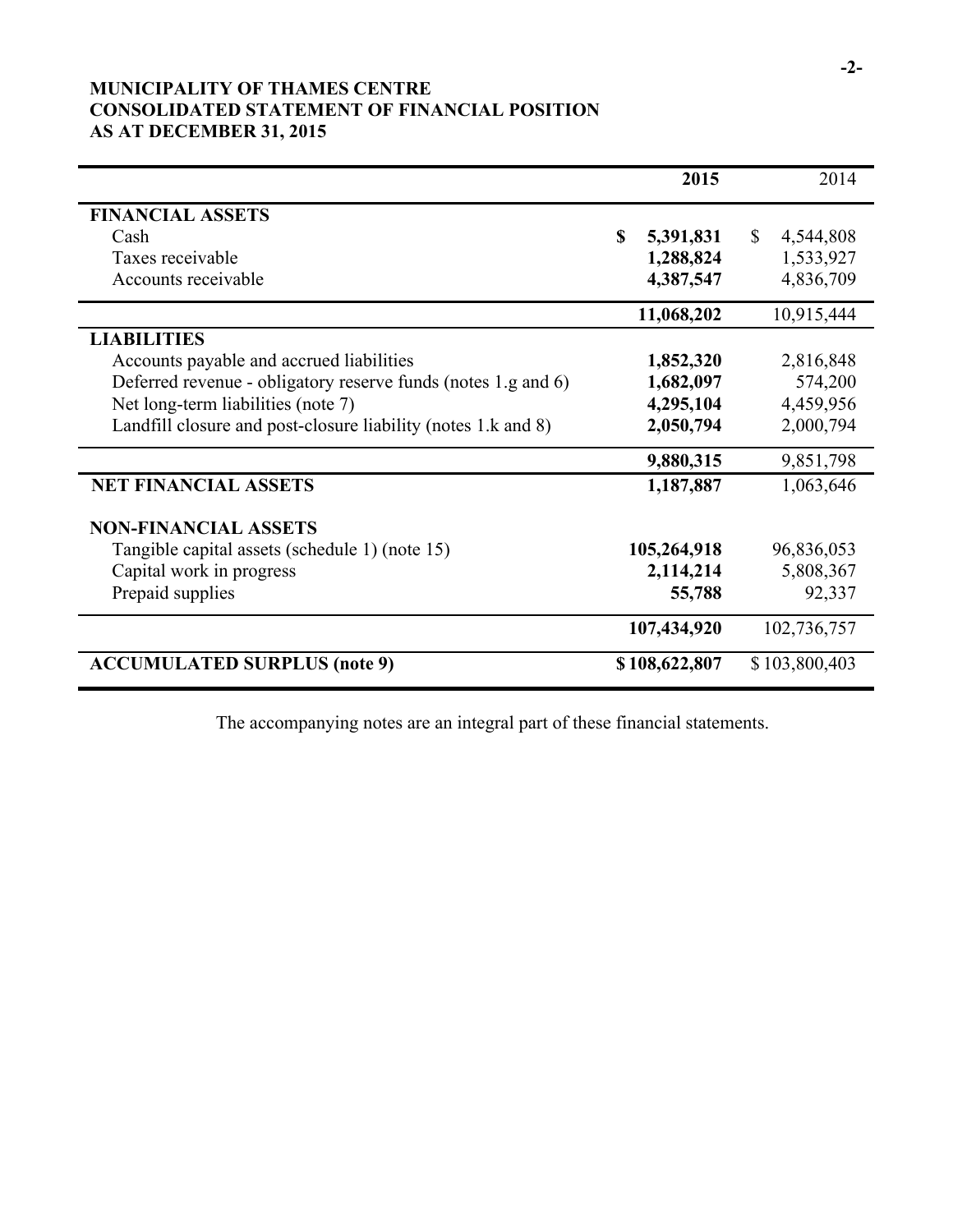**MUNICIPALITY OF THAMES CENTRE**
**CONSOLIDATED STATEMENT OF FINANCIAL POSITION**
**AS AT DECEMBER 31, 2015**

| | 2015 | 2014 |
|---|---|---|
| **FINANCIAL ASSETS** | | |
| Cash | **$ 5,391,831** | $ 4,544,808 |
| Taxes receivable | **1,288,824** | 1,533,927 |
| Accounts receivable | **4,387,547** | 4,836,709 |
| | **11,068,202** | 10,915,444 |
| **LIABILITIES** | | |
| Accounts payable and accrued liabilities | **1,852,320** | 2,816,848 |
| Deferred revenue - obligatory reserve funds (notes 1.g and 6) | **1,682,097** | 574,200 |
| Net long-term liabilities (note 7) | **4,295,104** | 4,459,956 |
| Landfill closure and post-closure liability (notes 1.k and 8) | **2,050,794** | 2,000,794 |
| | **9,880,315** | 9,851,798 |
| **NET FINANCIAL ASSETS** | **1,187,887** | 1,063,646 |
| **NON-FINANCIAL ASSETS** | | |
| Tangible capital assets (schedule 1) (note 15) | **105,264,918** | 96,836,053 |
| Capital work in progress | **2,114,214** | 5,808,367 |
| Prepaid supplies | **55,788** | 92,337 |
| | **107,434,920** | 102,736,757 |
| **ACCUMULATED SURPLUS (note 9)** | **$ 108,622,807** | $ 103,800,403 |

The accompanying notes are an integral part of these financial statements.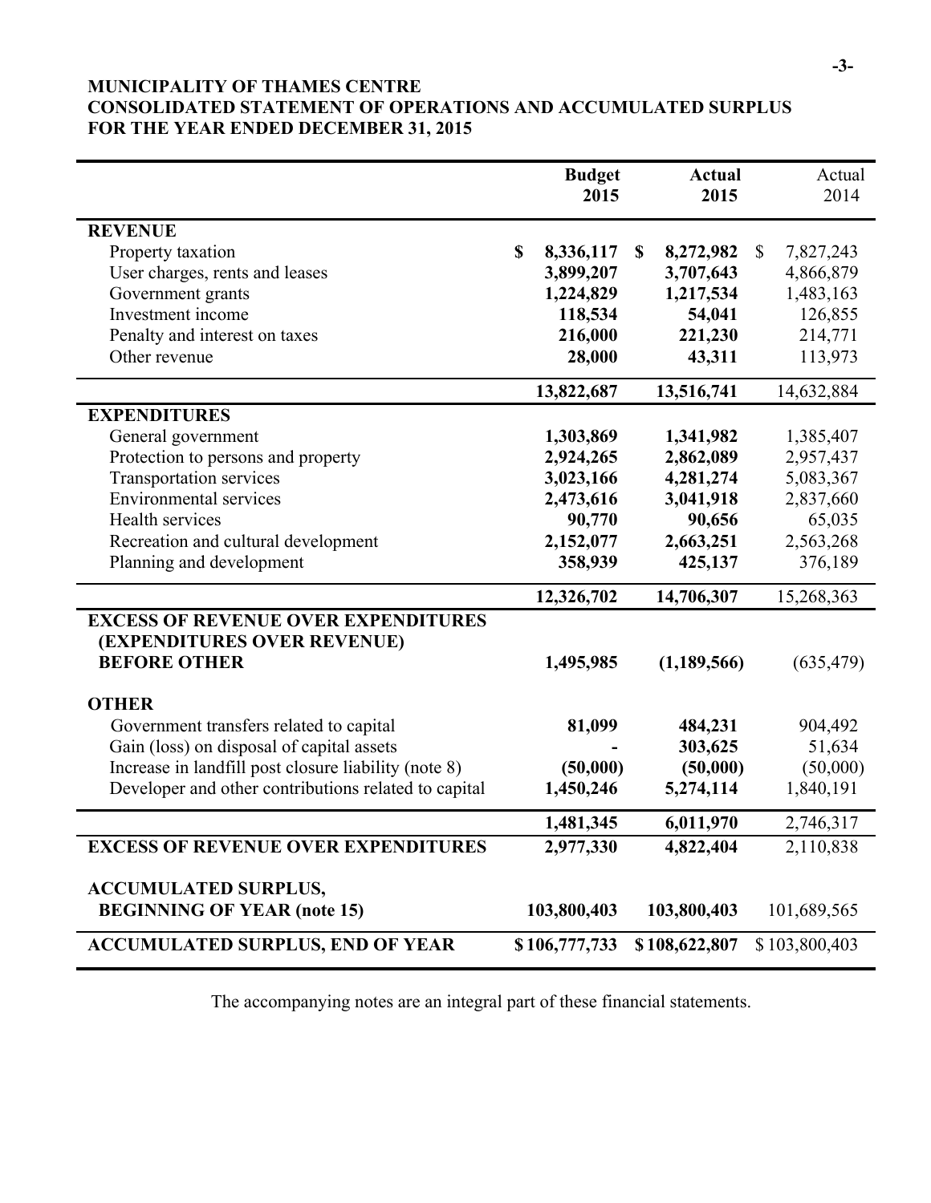**MUNICIPALITY OF THAMES CENTRE**
**CONSOLIDATED STATEMENT OF OPERATIONS AND ACCUMULATED SURPLUS**
**FOR THE YEAR ENDED DECEMBER 31, 2015**

| | **Budget 2015** | **Actual 2015** | Actual 2014 |
|---|---|---|---|
| **REVENUE** | | | |
| Property taxation | **$ 8,336,117** | **$ 8,272,982** | $ 7,827,243 |
| User charges, rents and leases | **3,899,207** | **3,707,643** | 4,866,879 |
| Government grants | **1,224,829** | **1,217,534** | 1,483,163 |
| Investment income | **118,534** | **54,041** | 126,855 |
| Penalty and interest on taxes | **216,000** | **221,230** | 214,771 |
| Other revenue | **28,000** | **43,311** | 113,973 |
| | **13,822,687** | **13,516,741** | 14,632,884 |
| **EXPENDITURES** | | | |
| General government | **1,303,869** | **1,341,982** | 1,385,407 |
| Protection to persons and property | **2,924,265** | **2,862,089** | 2,957,437 |
| Transportation services | **3,023,166** | **4,281,274** | 5,083,367 |
| Environmental services | **2,473,616** | **3,041,918** | 2,837,660 |
| Health services | **90,770** | **90,656** | 65,035 |
| Recreation and cultural development | **2,152,077** | **2,663,251** | 2,563,268 |
| Planning and development | **358,939** | **425,137** | 376,189 |
| | **12,326,702** | **14,706,307** | 15,268,363 |
| **EXCESS OF REVENUE OVER EXPENDITURES (EXPENDITURES OVER REVENUE) BEFORE OTHER** | **1,495,985** | **(1,189,566)** | (635,479) |
| **OTHER** | | | |
| Government transfers related to capital | **81,099** | **484,231** | 904,492 |
| Gain (loss) on disposal of capital assets | **-** | **303,625** | 51,634 |
| Increase in landfill post closure liability (note 8) | **(50,000)** | **(50,000)** | (50,000) |
| Developer and other contributions related to capital | **1,450,246** | **5,274,114** | 1,840,191 |
| | **1,481,345** | **6,011,970** | 2,746,317 |
| **EXCESS OF REVENUE OVER EXPENDITURES** | **2,977,330** | **4,822,404** | 2,110,838 |
| **ACCUMULATED SURPLUS, BEGINNING OF YEAR (note 15)** | **103,800,403** | **103,800,403** | 101,689,565 |
| **ACCUMULATED SURPLUS, END OF YEAR** | **$106,777,733** | **$108,622,807** | $103,800,403 |

The accompanying notes are an integral part of these financial statements.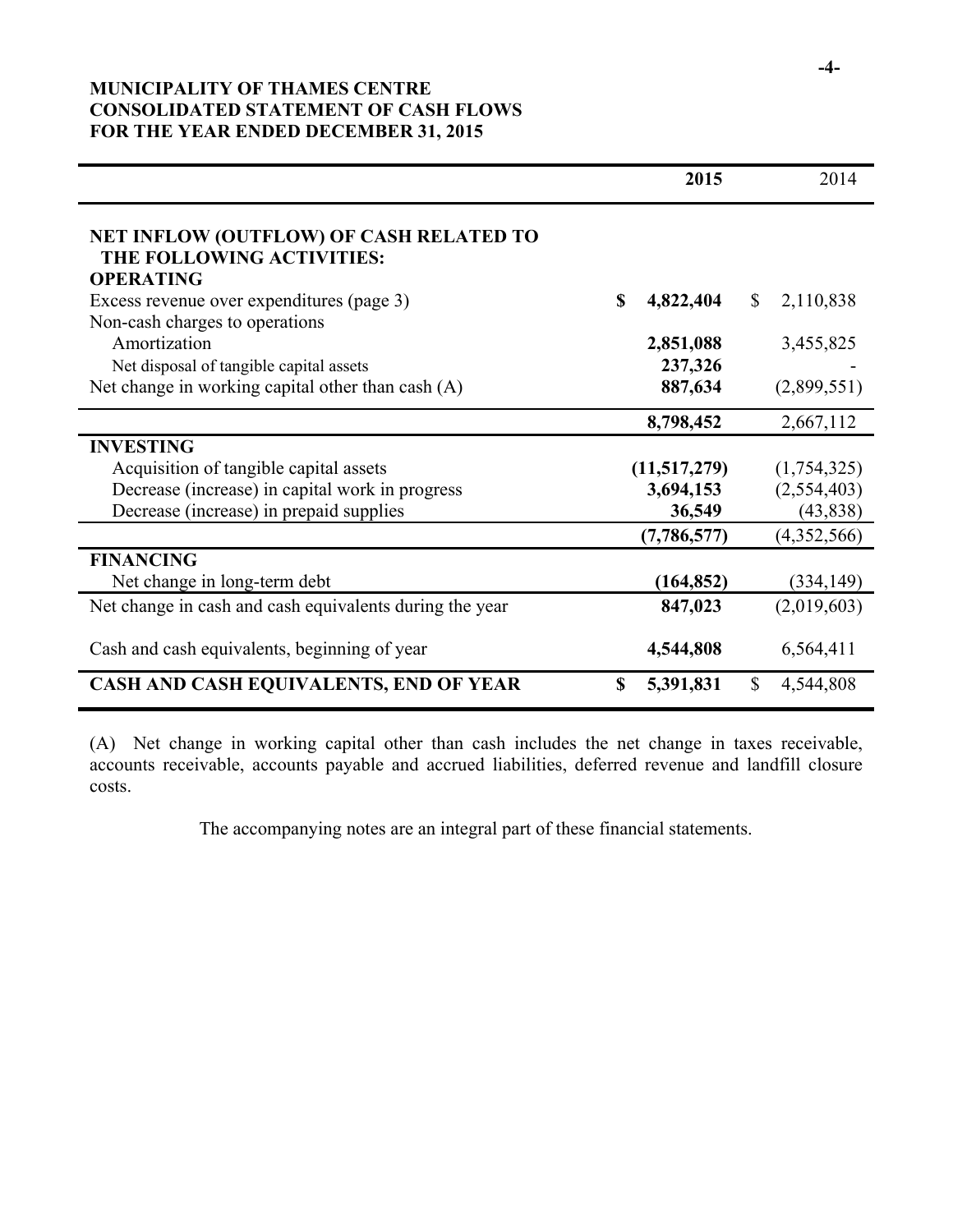**MUNICIPALITY OF THAMES CENTRE**
**CONSOLIDATED STATEMENT OF CASH FLOWS**
**FOR THE YEAR ENDED DECEMBER 31, 2015**

| | **2015** | 2014 |
|---|---|---|
| **NET INFLOW (OUTFLOW) OF CASH RELATED TO THE FOLLOWING ACTIVITIES:** | | |
| **OPERATING** | | |
| Excess revenue over expenditures (page 3) | **$ 4,822,404** | $ 2,110,838 |
| Non-cash charges to operations | | |
| Amortization | **2,851,088** | 3,455,825 |
| Net disposal of tangible capital assets | **237,326** | - |
| Net change in working capital other than cash (A) | **887,634** | (2,899,551) |
| | **8,798,452** | 2,667,112 |
| **INVESTING** | | |
| Acquisition of tangible capital assets | **(11,517,279)** | (1,754,325) |
| Decrease (increase) in capital work in progress | **3,694,153** | (2,554,403) |
| Decrease (increase) in prepaid supplies | **36,549** | (43,838) |
| | **(7,786,577)** | (4,352,566) |
| **FINANCING** | | |
| Net change in long-term debt | **(164,852)** | (334,149) |
| Net change in cash and cash equivalents during the year | **847,023** | (2,019,603) |
| Cash and cash equivalents, beginning of year | **4,544,808** | 6,564,411 |
| **CASH AND CASH EQUIVALENTS, END OF YEAR** | **$ 5,391,831** | $ 4,544,808 |

(A) Net change in working capital other than cash includes the net change in taxes receivable, accounts receivable, accounts payable and accrued liabilities, deferred revenue and landfill closure costs.

The accompanying notes are an integral part of these financial statements.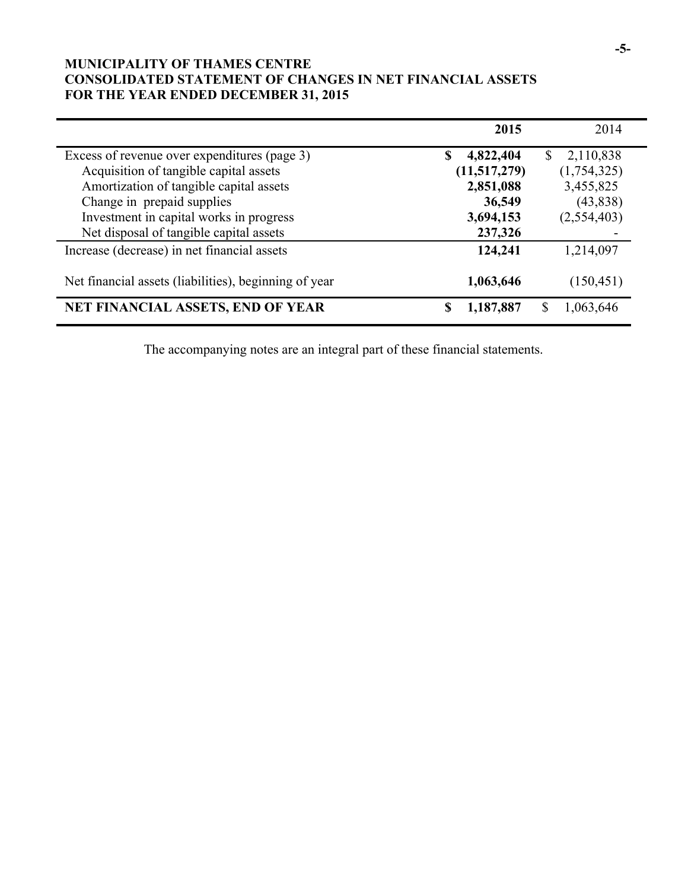**MUNICIPALITY OF THAMES CENTRE**
**CONSOLIDATED STATEMENT OF CHANGES IN NET FINANCIAL ASSETS**
**FOR THE YEAR ENDED DECEMBER 31, 2015**

| | **2015** | 2014 |
|---|---|---|
| Excess of revenue over expenditures (page 3) | **$ 4,822,404** | $ 2,110,838 |
| Acquisition of tangible capital assets | **(11,517,279)** | (1,754,325) |
| Amortization of tangible capital assets | **2,851,088** | 3,455,825 |
| Change in prepaid supplies | **36,549** | (43,838) |
| Investment in capital works in progress | **3,694,153** | (2,554,403) |
| Net disposal of tangible capital assets | **237,326** | - |
| Increase (decrease) in net financial assets | **124,241** | 1,214,097 |
| Net financial assets (liabilities), beginning of year | **1,063,646** | (150,451) |
| **NET FINANCIAL ASSETS, END OF YEAR** | **$ 1,187,887** | $ 1,063,646 |

The accompanying notes are an integral part of these financial statements.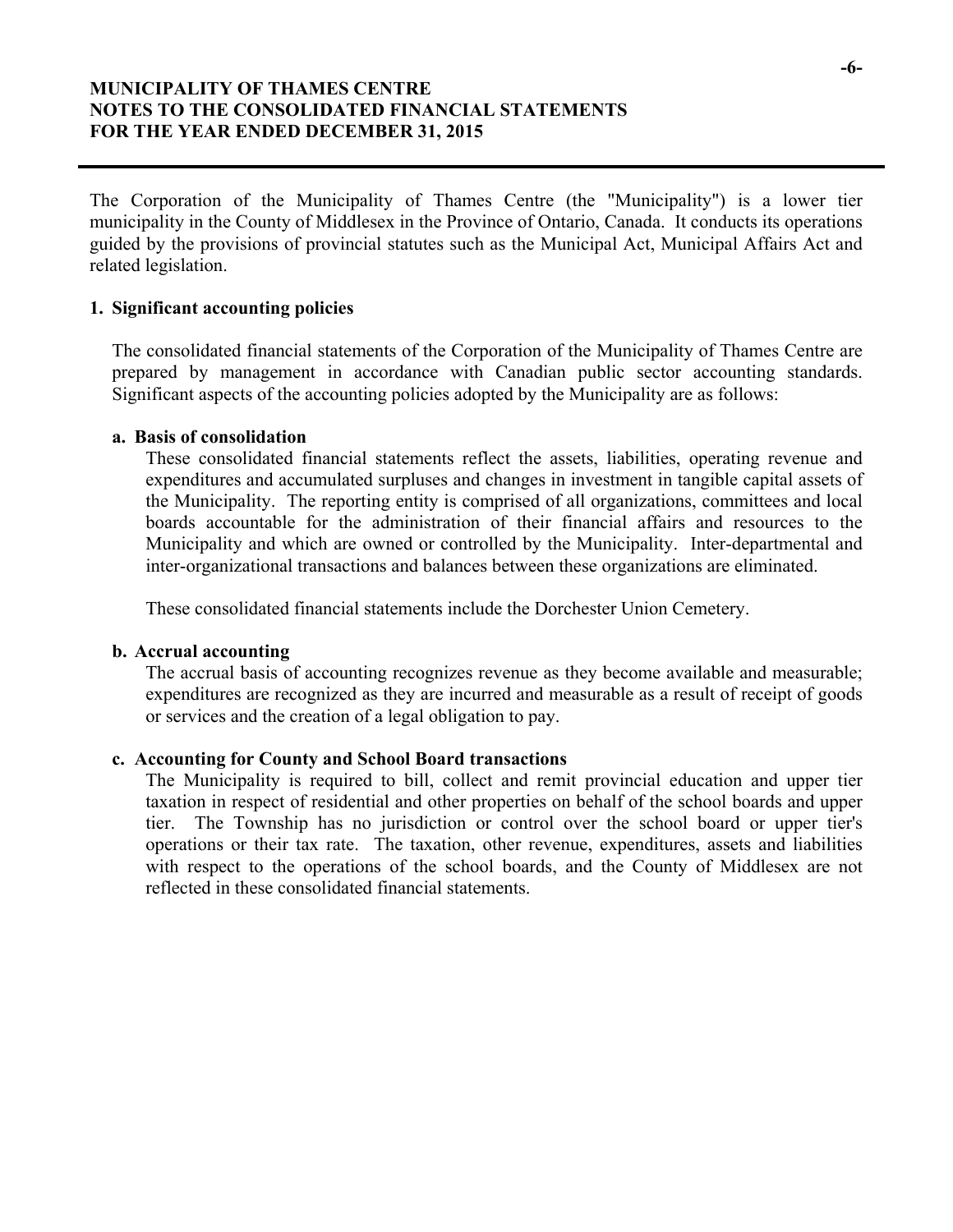**MUNICIPALITY OF THAMES CENTRE**
**NOTES TO THE CONSOLIDATED FINANCIAL STATEMENTS**
**FOR THE YEAR ENDED DECEMBER 31, 2015**

The Corporation of the Municipality of Thames Centre (the "Municipality") is a lower tier municipality in the County of Middlesex in the Province of Ontario, Canada. It conducts its operations guided by the provisions of provincial statutes such as the Municipal Act, Municipal Affairs Act and related legislation.

## 1. Significant accounting policies

The consolidated financial statements of the Corporation of the Municipality of Thames Centre are prepared by management in accordance with Canadian public sector accounting standards. Significant aspects of the accounting policies adopted by the Municipality are as follows:

### a. Basis of consolidation

These consolidated financial statements reflect the assets, liabilities, operating revenue and expenditures and accumulated surpluses and changes in investment in tangible capital assets of the Municipality. The reporting entity is comprised of all organizations, committees and local boards accountable for the administration of their financial affairs and resources to the Municipality and which are owned or controlled by the Municipality. Inter-departmental and inter-organizational transactions and balances between these organizations are eliminated.

These consolidated financial statements include the Dorchester Union Cemetery.

### b. Accrual accounting

The accrual basis of accounting recognizes revenue as they become available and measurable; expenditures are recognized as they are incurred and measurable as a result of receipt of goods or services and the creation of a legal obligation to pay.

### c. Accounting for County and School Board transactions

The Municipality is required to bill, collect and remit provincial education and upper tier taxation in respect of residential and other properties on behalf of the school boards and upper tier. The Township has no jurisdiction or control over the school board or upper tier's operations or their tax rate. The taxation, other revenue, expenditures, assets and liabilities with respect to the operations of the school boards, and the County of Middlesex are not reflected in these consolidated financial statements.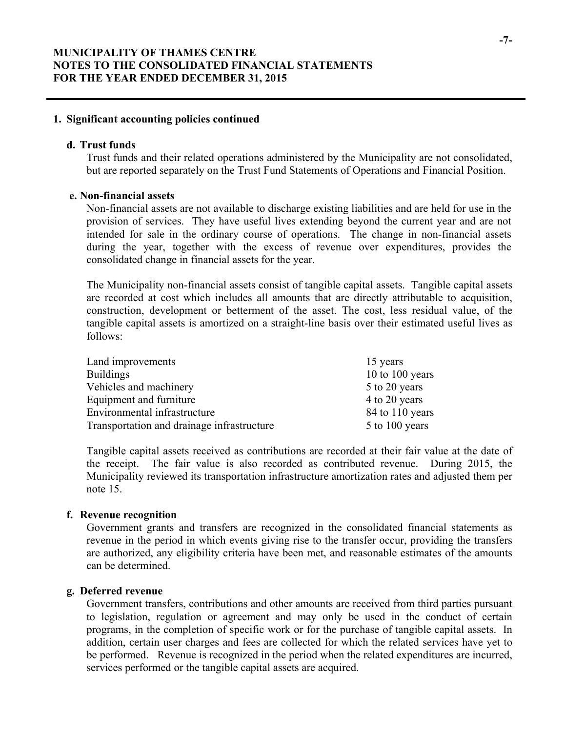## 1. Significant accounting policies continued

### d. Trust funds

Trust funds and their related operations administered by the Municipality are not consolidated, but are reported separately on the Trust Fund Statements of Operations and Financial Position.

### e. Non-financial assets

Non-financial assets are not available to discharge existing liabilities and are held for use in the provision of services. They have useful lives extending beyond the current year and are not intended for sale in the ordinary course of operations. The change in non-financial assets during the year, together with the excess of revenue over expenditures, provides the consolidated change in financial assets for the year.

The Municipality non-financial assets consist of tangible capital assets. Tangible capital assets are recorded at cost which includes all amounts that are directly attributable to acquisition, construction, development or betterment of the asset. The cost, less residual value, of the tangible capital assets is amortized on a straight-line basis over their estimated useful lives as follows:

| | |
|---|---|
| Land improvements | 15 years |
| Buildings | 10 to 100 years |
| Vehicles and machinery | 5 to 20 years |
| Equipment and furniture | 4 to 20 years |
| Environmental infrastructure | 84 to 110 years |
| Transportation and drainage infrastructure | 5 to 100 years |

Tangible capital assets received as contributions are recorded at their fair value at the date of the receipt. The fair value is also recorded as contributed revenue. During 2015, the Municipality reviewed its transportation infrastructure amortization rates and adjusted them per note 15.

### f. Revenue recognition

Government grants and transfers are recognized in the consolidated financial statements as revenue in the period in which events giving rise to the transfer occur, providing the transfers are authorized, any eligibility criteria have been met, and reasonable estimates of the amounts can be determined.

### g. Deferred revenue

Government transfers, contributions and other amounts are received from third parties pursuant to legislation, regulation or agreement and may only be used in the conduct of certain programs, in the completion of specific work or for the purchase of tangible capital assets. In addition, certain user charges and fees are collected for which the related services have yet to be performed. Revenue is recognized in the period when the related expenditures are incurred, services performed or the tangible capital assets are acquired.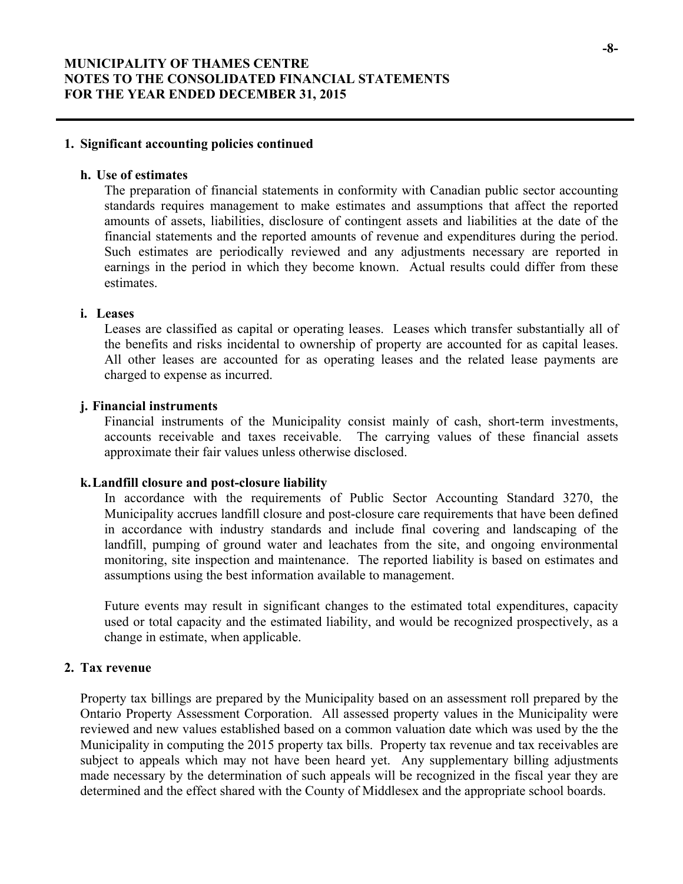## 1. Significant accounting policies continued

### h. Use of estimates

The preparation of financial statements in conformity with Canadian public sector accounting standards requires management to make estimates and assumptions that affect the reported amounts of assets, liabilities, disclosure of contingent assets and liabilities at the date of the financial statements and the reported amounts of revenue and expenditures during the period. Such estimates are periodically reviewed and any adjustments necessary are reported in earnings in the period in which they become known. Actual results could differ from these estimates.

### i. Leases

Leases are classified as capital or operating leases. Leases which transfer substantially all of the benefits and risks incidental to ownership of property are accounted for as capital leases. All other leases are accounted for as operating leases and the related lease payments are charged to expense as incurred.

### j. Financial instruments

Financial instruments of the Municipality consist mainly of cash, short-term investments, accounts receivable and taxes receivable. The carrying values of these financial assets approximate their fair values unless otherwise disclosed.

### k. Landfill closure and post-closure liability

In accordance with the requirements of Public Sector Accounting Standard 3270, the Municipality accrues landfill closure and post-closure care requirements that have been defined in accordance with industry standards and include final covering and landscaping of the landfill, pumping of ground water and leachates from the site, and ongoing environmental monitoring, site inspection and maintenance. The reported liability is based on estimates and assumptions using the best information available to management.

Future events may result in significant changes to the estimated total expenditures, capacity used or total capacity and the estimated liability, and would be recognized prospectively, as a change in estimate, when applicable.

## 2. Tax revenue

Property tax billings are prepared by the Municipality based on an assessment roll prepared by the Ontario Property Assessment Corporation. All assessed property values in the Municipality were reviewed and new values established based on a common valuation date which was used by the the Municipality in computing the 2015 property tax bills. Property tax revenue and tax receivables are subject to appeals which may not have been heard yet. Any supplementary billing adjustments made necessary by the determination of such appeals will be recognized in the fiscal year they are determined and the effect shared with the County of Middlesex and the appropriate school boards.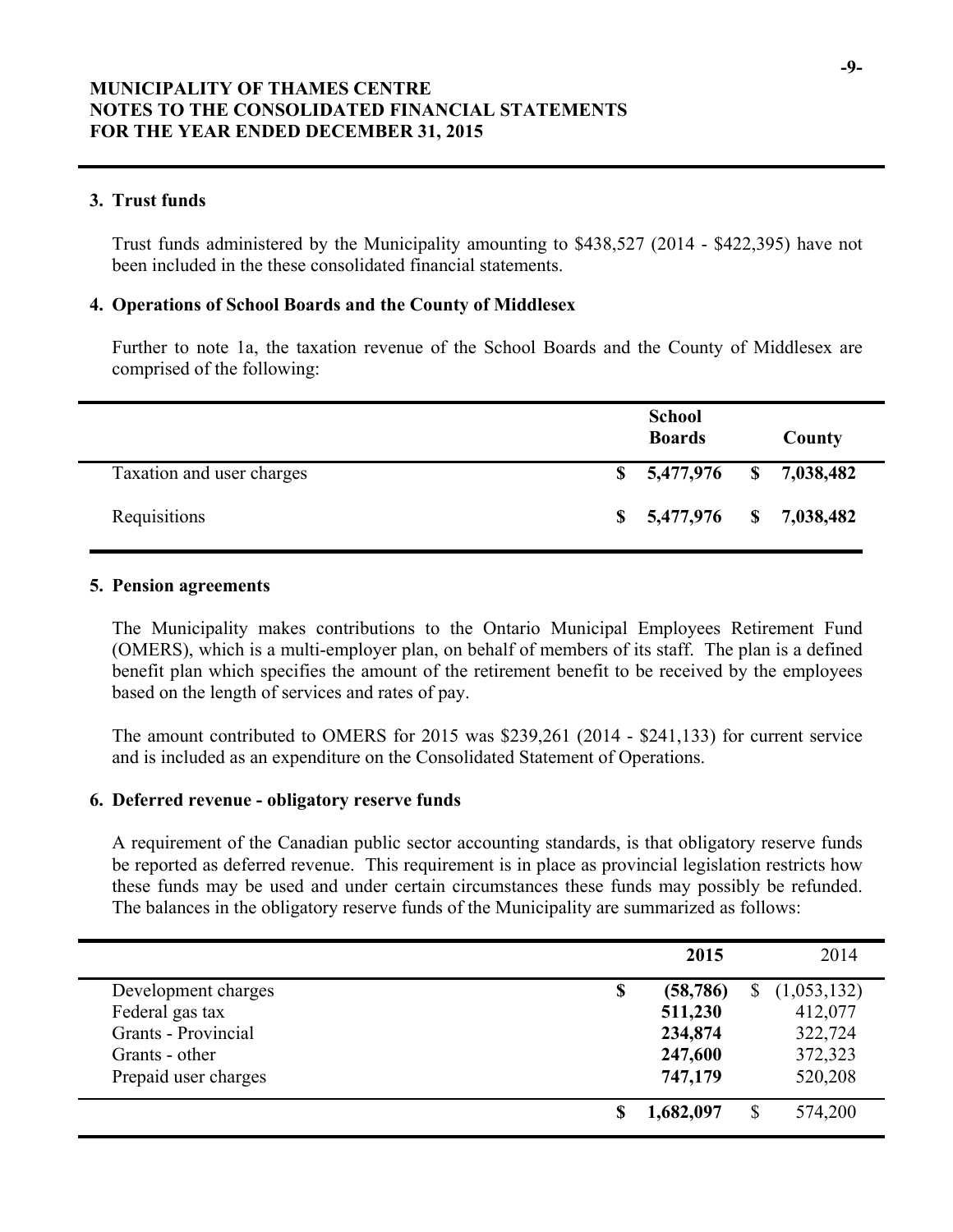**MUNICIPALITY OF THAMES CENTRE**
**NOTES TO THE CONSOLIDATED FINANCIAL STATEMENTS**
**FOR THE YEAR ENDED DECEMBER 31, 2015**

## 3. Trust funds

Trust funds administered by the Municipality amounting to \$438,527 (2014 - \$422,395) have not been included in the these consolidated financial statements.

## 4. Operations of School Boards and the County of Middlesex

Further to note 1a, the taxation revenue of the School Boards and the County of Middlesex are comprised of the following:

| | School Boards | County |
|---|---|---|
| Taxation and user charges | \$ 5,477,976 | \$ 7,038,482 |
| Requisitions | \$ 5,477,976 | \$ 7,038,482 |

## 5. Pension agreements

The Municipality makes contributions to the Ontario Municipal Employees Retirement Fund (OMERS), which is a multi-employer plan, on behalf of members of its staff. The plan is a defined benefit plan which specifies the amount of the retirement benefit to be received by the employees based on the length of services and rates of pay.

The amount contributed to OMERS for 2015 was \$239,261 (2014 - \$241,133) for current service and is included as an expenditure on the Consolidated Statement of Operations.

## 6. Deferred revenue - obligatory reserve funds

A requirement of the Canadian public sector accounting standards, is that obligatory reserve funds be reported as deferred revenue. This requirement is in place as provincial legislation restricts how these funds may be used and under certain circumstances these funds may possibly be refunded. The balances in the obligatory reserve funds of the Municipality are summarized as follows:

| | 2015 | 2014 |
|---|---|---|
| Development charges | \$ (58,786) | \$ (1,053,132) |
| Federal gas tax | 511,230 | 412,077 |
| Grants - Provincial | 234,874 | 322,724 |
| Grants - other | 247,600 | 372,323 |
| Prepaid user charges | 747,179 | 520,208 |
| | \$ 1,682,097 | \$ 574,200 |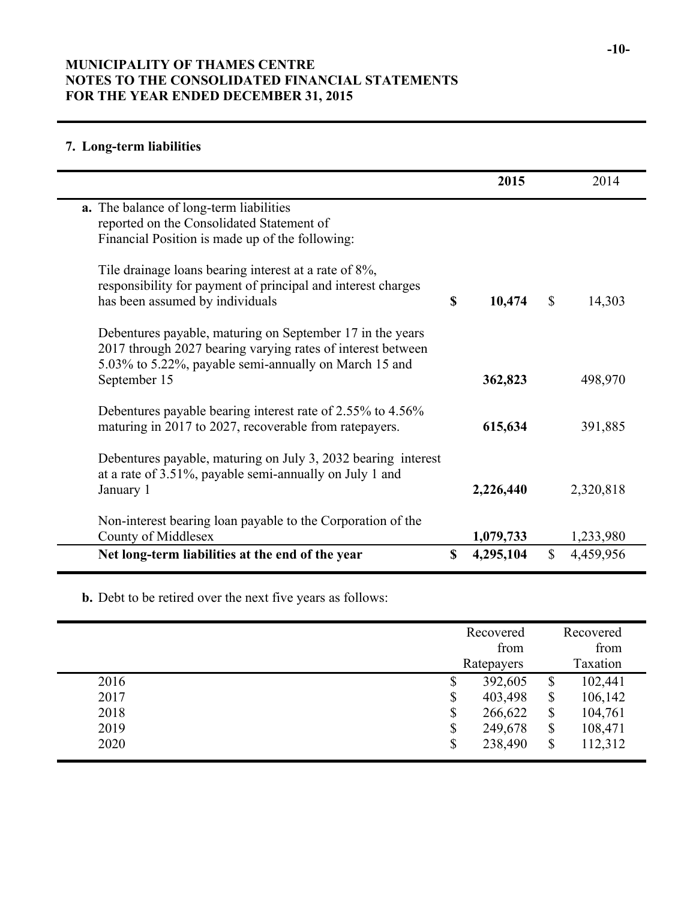MUNICIPALITY OF THAMES CENTRE
NOTES TO THE CONSOLIDATED FINANCIAL STATEMENTS
FOR THE YEAR ENDED DECEMBER 31, 2015

## 7. Long-term liabilities

| | **2015** | 2014 |
|---|---|---|
| **a.** The balance of long-term liabilities reported on the Consolidated Statement of Financial Position is made up of the following: | | |
| Tile drainage loans bearing interest at a rate of 8%, responsibility for payment of principal and interest charges has been assumed by individuals | **$ 10,474** | $ 14,303 |
| Debentures payable, maturing on September 17 in the years 2017 through 2027 bearing varying rates of interest between 5.03% to 5.22%, payable semi-annually on March 15 and September 15 | **362,823** | 498,970 |
| Debentures payable bearing interest rate of 2.55% to 4.56% maturing in 2017 to 2027, recoverable from ratepayers. | **615,634** | 391,885 |
| Debentures payable, maturing on July 3, 2032 bearing interest at a rate of 3.51%, payable semi-annually on July 1 and January 1 | **2,226,440** | 2,320,818 |
| Non-interest bearing loan payable to the Corporation of the County of Middlesex | **1,079,733** | 1,233,980 |
| **Net long-term liabilities at the end of the year** | **$ 4,295,104** | $ 4,459,956 |

**b.** Debt to be retired over the next five years as follows:

| | Recovered from Ratepayers | Recovered from Taxation |
|---|---|---|
| 2016 | $ 392,605 | $ 102,441 |
| 2017 | $ 403,498 | $ 106,142 |
| 2018 | $ 266,622 | $ 104,761 |
| 2019 | $ 249,678 | $ 108,471 |
| 2020 | $ 238,490 | $ 112,312 |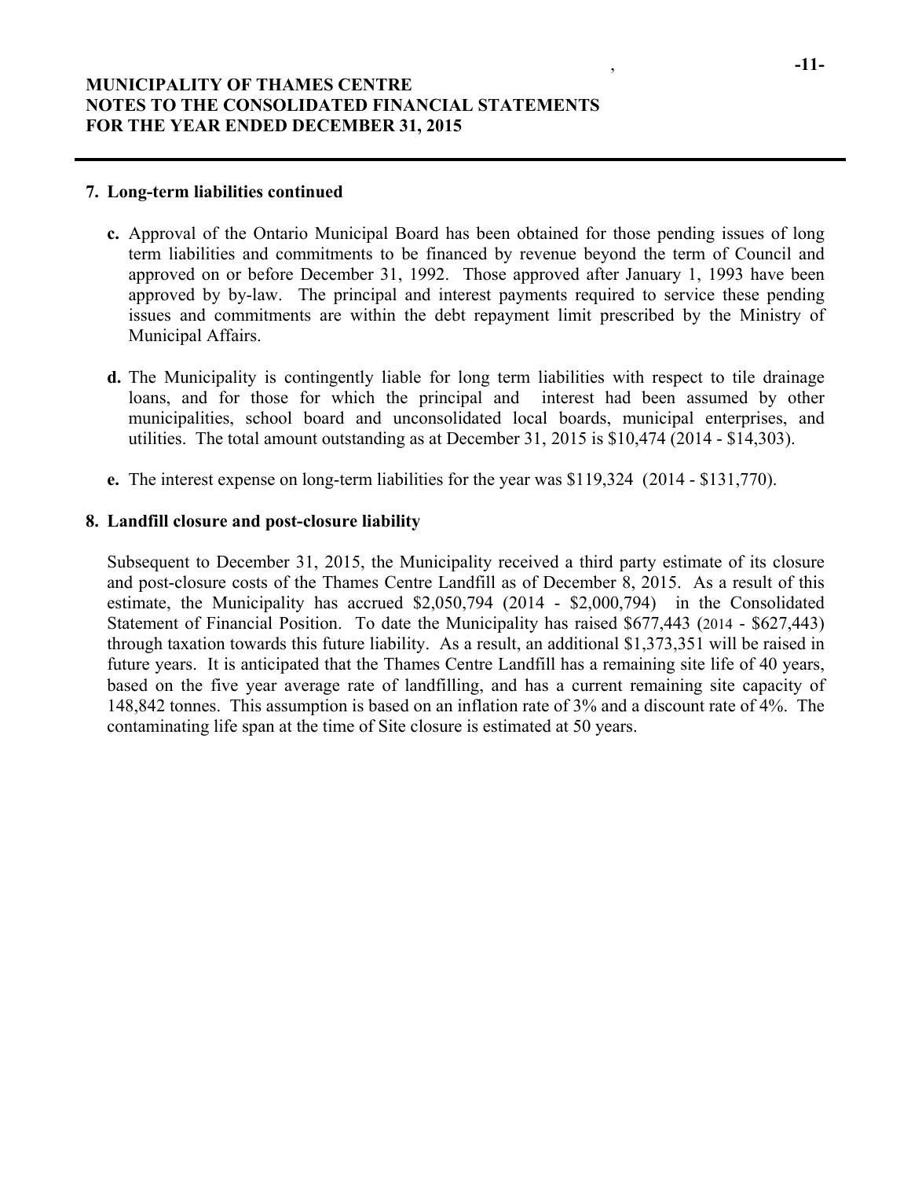## 7. Long-term liabilities continued

**c.** Approval of the Ontario Municipal Board has been obtained for those pending issues of long term liabilities and commitments to be financed by revenue beyond the term of Council and approved on or before December 31, 1992. Those approved after January 1, 1993 have been approved by by-law. The principal and interest payments required to service these pending issues and commitments are within the debt repayment limit prescribed by the Ministry of Municipal Affairs.

**d.** The Municipality is contingently liable for long term liabilities with respect to tile drainage loans, and for those for which the principal and interest had been assumed by other municipalities, school board and unconsolidated local boards, municipal enterprises, and utilities. The total amount outstanding as at December 31, 2015 is $10,474 (2014 - $14,303).

**e.** The interest expense on long-term liabilities for the year was $119,324 (2014 - $131,770).

## 8. Landfill closure and post-closure liability

Subsequent to December 31, 2015, the Municipality received a third party estimate of its closure and post-closure costs of the Thames Centre Landfill as of December 8, 2015. As a result of this estimate, the Municipality has accrued $2,050,794 (2014 - $2,000,794) in the Consolidated Statement of Financial Position. To date the Municipality has raised $677,443 (2014 - $627,443) through taxation towards this future liability. As a result, an additional $1,373,351 will be raised in future years. It is anticipated that the Thames Centre Landfill has a remaining site life of 40 years, based on the five year average rate of landfilling, and has a current remaining site capacity of 148,842 tonnes. This assumption is based on an inflation rate of 3% and a discount rate of 4%. The contaminating life span at the time of Site closure is estimated at 50 years.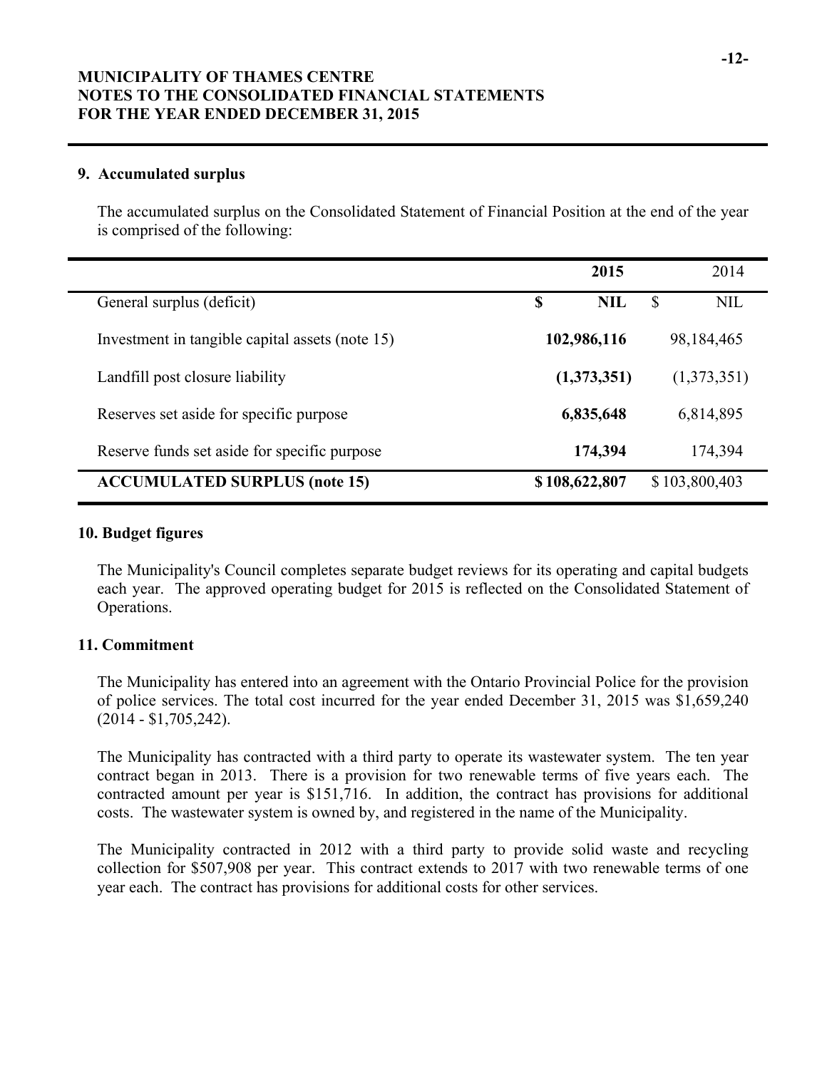# MUNICIPALITY OF THAMES CENTRE
# NOTES TO THE CONSOLIDATED FINANCIAL STATEMENTS
# FOR THE YEAR ENDED DECEMBER 31, 2015

## 9. Accumulated surplus

The accumulated surplus on the Consolidated Statement of Financial Position at the end of the year is comprised of the following:

| | **2015** | 2014 |
|---|---|---|
| General surplus (deficit) | **$ NIL** | $ NIL |
| Investment in tangible capital assets (note 15) | **102,986,116** | 98,184,465 |
| Landfill post closure liability | **(1,373,351)** | (1,373,351) |
| Reserves set aside for specific purpose | **6,835,648** | 6,814,895 |
| Reserve funds set aside for specific purpose | **174,394** | 174,394 |
| **ACCUMULATED SURPLUS (note 15)** | **$ 108,622,807** | $ 103,800,403 |

## 10. Budget figures

The Municipality's Council completes separate budget reviews for its operating and capital budgets each year. The approved operating budget for 2015 is reflected on the Consolidated Statement of Operations.

## 11. Commitment

The Municipality has entered into an agreement with the Ontario Provincial Police for the provision of police services. The total cost incurred for the year ended December 31, 2015 was $1,659,240 (2014 - $1,705,242).

The Municipality has contracted with a third party to operate its wastewater system. The ten year contract began in 2013. There is a provision for two renewable terms of five years each. The contracted amount per year is $151,716. In addition, the contract has provisions for additional costs. The wastewater system is owned by, and registered in the name of the Municipality.

The Municipality contracted in 2012 with a third party to provide solid waste and recycling collection for $507,908 per year. This contract extends to 2017 with two renewable terms of one year each. The contract has provisions for additional costs for other services.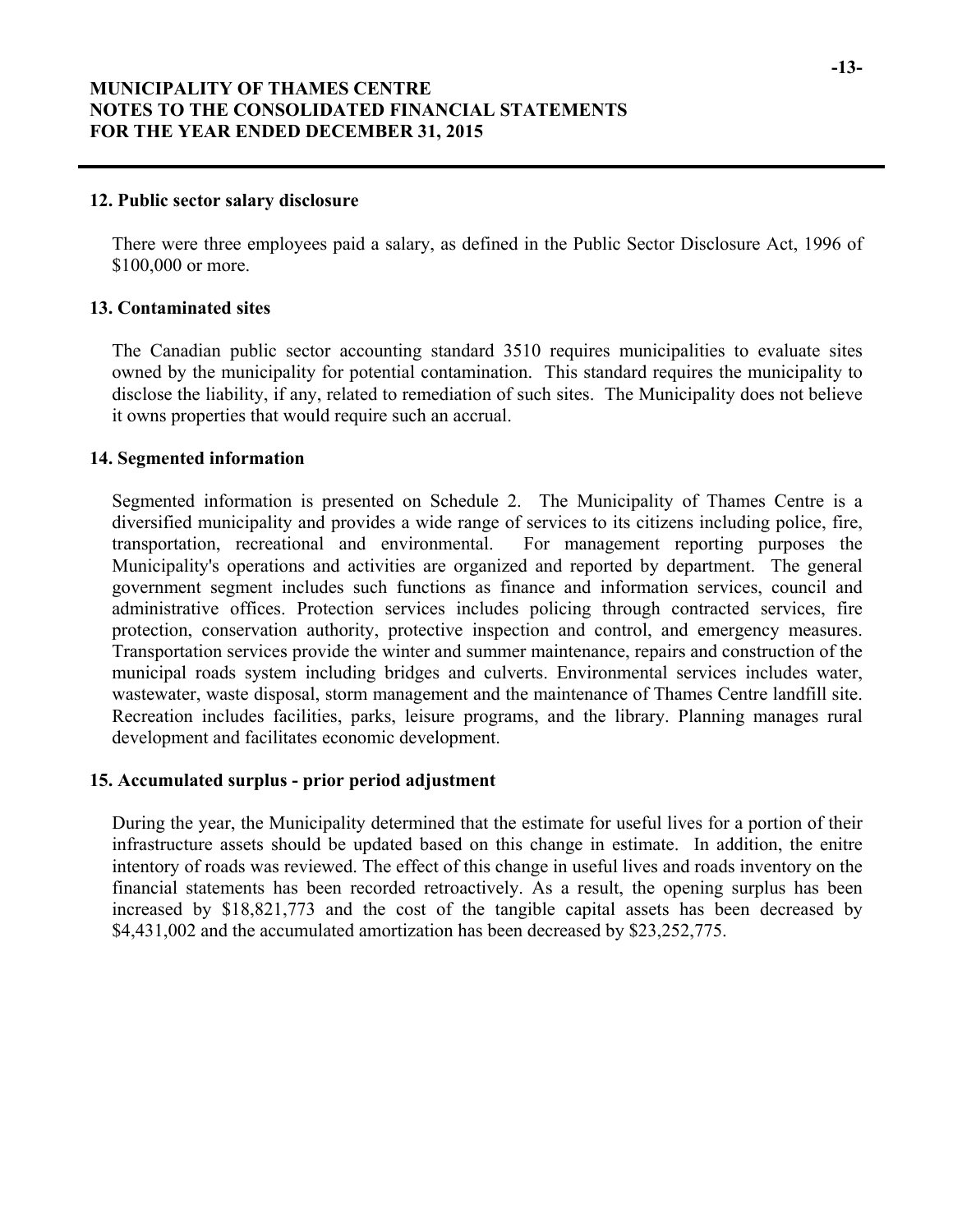## 12. Public sector salary disclosure

There were three employees paid a salary, as defined in the Public Sector Disclosure Act, 1996 of $100,000 or more.

## 13. Contaminated sites

The Canadian public sector accounting standard 3510 requires municipalities to evaluate sites owned by the municipality for potential contamination. This standard requires the municipality to disclose the liability, if any, related to remediation of such sites. The Municipality does not believe it owns properties that would require such an accrual.

## 14. Segmented information

Segmented information is presented on Schedule 2. The Municipality of Thames Centre is a diversified municipality and provides a wide range of services to its citizens including police, fire, transportation, recreational and environmental. For management reporting purposes the Municipality's operations and activities are organized and reported by department. The general government segment includes such functions as finance and information services, council and administrative offices. Protection services includes policing through contracted services, fire protection, conservation authority, protective inspection and control, and emergency measures. Transportation services provide the winter and summer maintenance, repairs and construction of the municipal roads system including bridges and culverts. Environmental services includes water, wastewater, waste disposal, storm management and the maintenance of Thames Centre landfill site. Recreation includes facilities, parks, leisure programs, and the library. Planning manages rural development and facilitates economic development.

## 15. Accumulated surplus - prior period adjustment

During the year, the Municipality determined that the estimate for useful lives for a portion of their infrastructure assets should be updated based on this change in estimate. In addition, the enitre intentory of roads was reviewed. The effect of this change in useful lives and roads inventory on the financial statements has been recorded retroactively. As a result, the opening surplus has been increased by $18,821,773 and the cost of the tangible capital assets has been decreased by $4,431,002 and the accumulated amortization has been decreased by $23,252,775.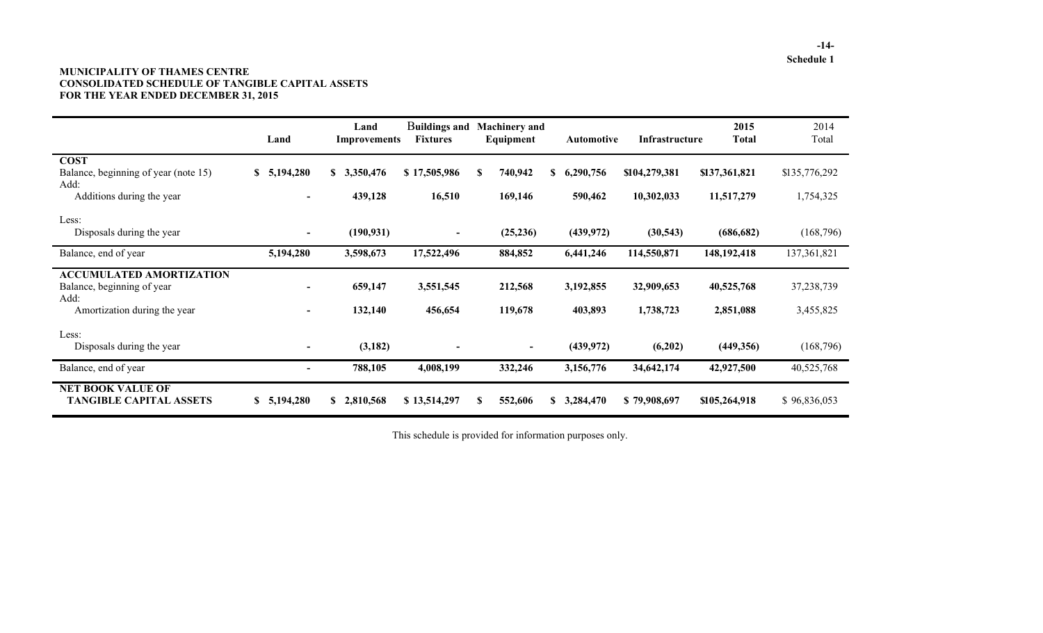Schedule 1

**MUNICIPALITY OF THAMES CENTRE**
**CONSOLIDATED SCHEDULE OF TANGIBLE CAPITAL ASSETS**
**FOR THE YEAR ENDED DECEMBER 31, 2015**

| | Land | Land Improvements | Buildings and Fixtures | Machinery and Equipment | Automotive | Infrastructure | 2015 Total | 2014 Total |
|---|---|---|---|---|---|---|---|---|
| **COST** | | | | | | | | |
| Balance, beginning of year (note 15) | $ 5,194,280 | $ 3,350,476 | $ 17,505,986 | $ 740,942 | $ 6,290,756 | $104,279,381 | $137,361,821 | $135,776,292 |
| Add: | | | | | | | | |
| Additions during the year | - | 439,128 | 16,510 | 169,146 | 590,462 | 10,302,033 | 11,517,279 | 1,754,325 |
| Less: | | | | | | | | |
| Disposals during the year | - | (190,931) | - | (25,236) | (439,972) | (30,543) | (686,682) | (168,796) |
| Balance, end of year | 5,194,280 | 3,598,673 | 17,522,496 | 884,852 | 6,441,246 | 114,550,871 | 148,192,418 | 137,361,821 |
| **ACCUMULATED AMORTIZATION** | | | | | | | | |
| Balance, beginning of year | - | 659,147 | 3,551,545 | 212,568 | 3,192,855 | 32,909,653 | 40,525,768 | 37,238,739 |
| Add: | | | | | | | | |
| Amortization during the year | - | 132,140 | 456,654 | 119,678 | 403,893 | 1,738,723 | 2,851,088 | 3,455,825 |
| Less: | | | | | | | | |
| Disposals during the year | - | (3,182) | - | - | (439,972) | (6,202) | (449,356) | (168,796) |
| Balance, end of year | - | 788,105 | 4,008,199 | 332,246 | 3,156,776 | 34,642,174 | 42,927,500 | 40,525,768 |
| **NET BOOK VALUE OF TANGIBLE CAPITAL ASSETS** | $ 5,194,280 | $ 2,810,568 | $ 13,514,297 | $ 552,606 | $ 3,284,470 | $ 79,908,697 | $105,264,918 | $ 96,836,053 |

This schedule is provided for information purposes only.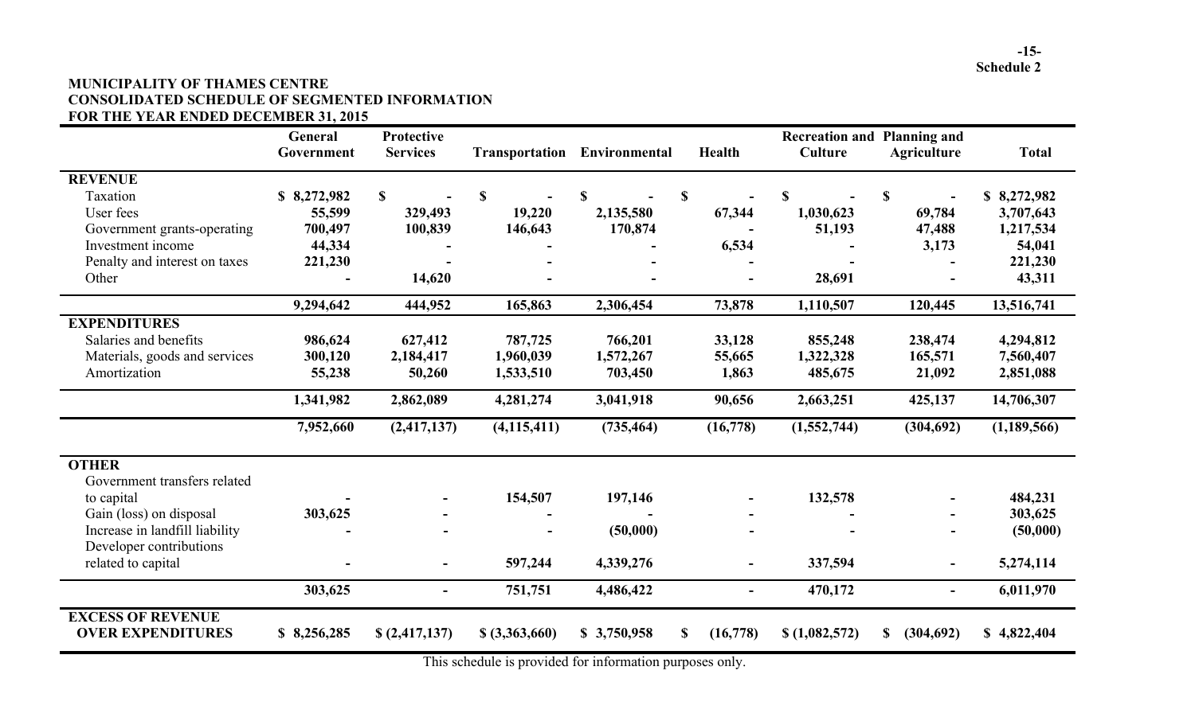Schedule 2

**MUNICIPALITY OF THAMES CENTRE**
**CONSOLIDATED SCHEDULE OF SEGMENTED INFORMATION**
**FOR THE YEAR ENDED DECEMBER 31, 2015**

| | General Government | Protective Services | Transportation | Environmental | Health | Recreation and Culture | Planning and Agriculture | Total |
|---|---|---|---|---|---|---|---|---|
| **REVENUE** | | | | | | | | |
| Taxation | $ 8,272,982 | $ - | $ - | $ - | $ - | $ - | $ - | $ 8,272,982 |
| User fees | 55,599 | 329,493 | 19,220 | 2,135,580 | 67,344 | 1,030,623 | 69,784 | 3,707,643 |
| Government grants-operating | 700,497 | 100,839 | 146,643 | 170,874 | - | 51,193 | 47,488 | 1,217,534 |
| Investment income | 44,334 | - | - | - | 6,534 | - | 3,173 | 54,041 |
| Penalty and interest on taxes | 221,230 | - | - | - | - | - | - | 221,230 |
| Other | - | 14,620 | - | - | - | 28,691 | - | 43,311 |
| | 9,294,642 | 444,952 | 165,863 | 2,306,454 | 73,878 | 1,110,507 | 120,445 | 13,516,741 |
| **EXPENDITURES** | | | | | | | | |
| Salaries and benefits | 986,624 | 627,412 | 787,725 | 766,201 | 33,128 | 855,248 | 238,474 | 4,294,812 |
| Materials, goods and services | 300,120 | 2,184,417 | 1,960,039 | 1,572,267 | 55,665 | 1,322,328 | 165,571 | 7,560,407 |
| Amortization | 55,238 | 50,260 | 1,533,510 | 703,450 | 1,863 | 485,675 | 21,092 | 2,851,088 |
| | 1,341,982 | 2,862,089 | 4,281,274 | 3,041,918 | 90,656 | 2,663,251 | 425,137 | 14,706,307 |
| | 7,952,660 | (2,417,137) | (4,115,411) | (735,464) | (16,778) | (1,552,744) | (304,692) | (1,189,566) |
| **OTHER** | | | | | | | | |
| Government transfers related to capital | - | - | 154,507 | 197,146 | - | 132,578 | - | 484,231 |
| Gain (loss) on disposal | 303,625 | - | - | - | - | - | - | 303,625 |
| Increase in landfill liability | - | - | - | (50,000) | - | - | - | (50,000) |
| Developer contributions related to capital | - | - | 597,244 | 4,339,276 | - | 337,594 | - | 5,274,114 |
| | 303,625 | - | 751,751 | 4,486,422 | - | 470,172 | - | 6,011,970 |
| **EXCESS OF REVENUE OVER EXPENDITURES** | $ 8,256,285 | $ (2,417,137) | $ (3,363,660) | $ 3,750,958 | $ (16,778) | $ (1,082,572) | $ (304,692) | $ 4,822,404 |

This schedule is provided for information purposes only.